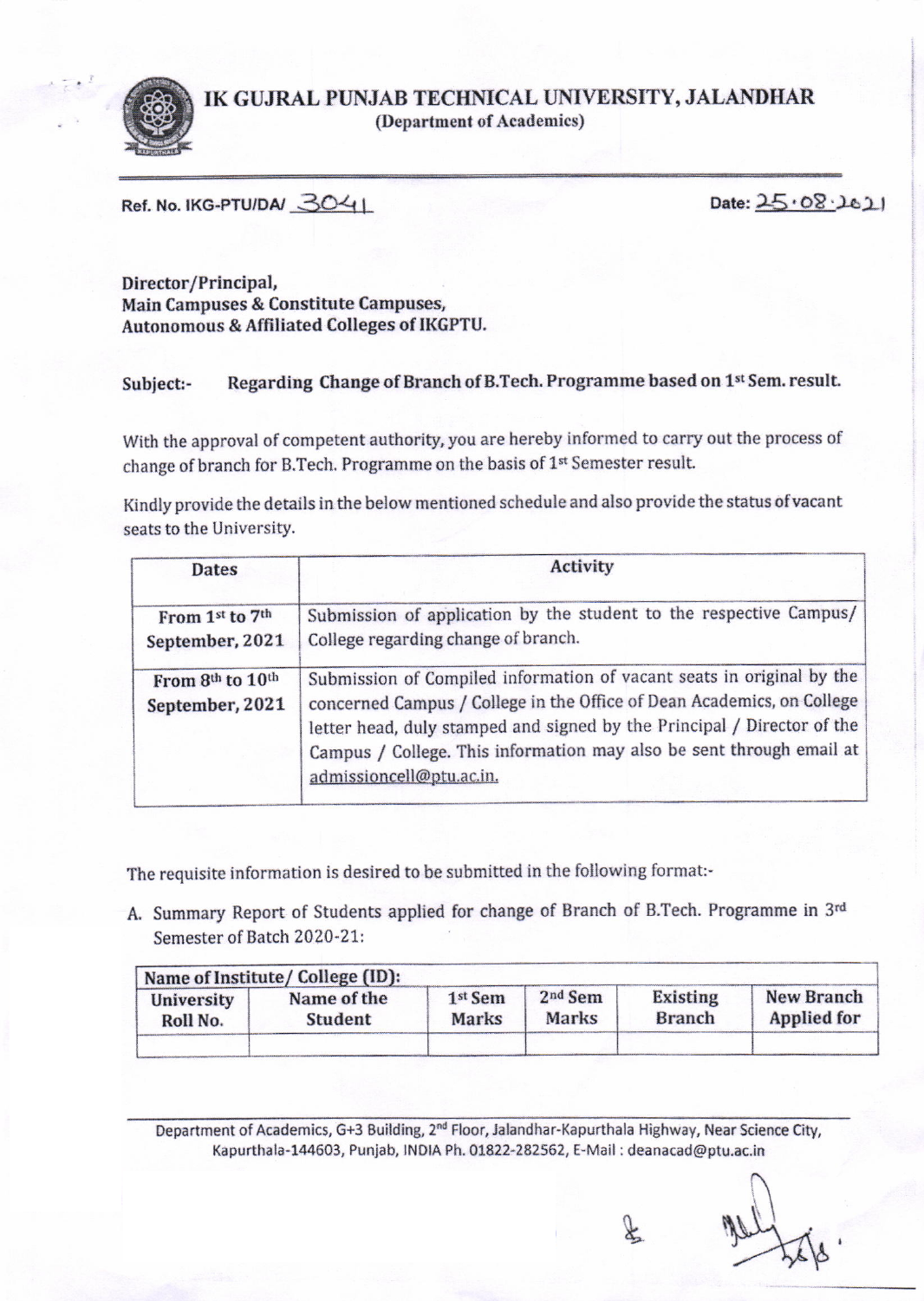# IK GUJRAL PUNJAB TECHNICAL UNIVERSITY, JALANDHAR

**(Department of Academics)**

Ref. No. IKG-PTU/DA/ 3041 Date: 25.08.2021

**Director/Principal,**
**Main Campuses & Constitute Campuses,**
**Autonomous & Affiliated Colleges of IKGPTU.**

**Subject:-** **Regarding Change of Branch of B.Tech. Programme based on 1st Sem. result.**

With the approval of competent authority, you are hereby informed to carry out the process of change of branch for B.Tech. Programme on the basis of 1st Semester result.

Kindly provide the details in the below mentioned schedule and also provide the status of vacant seats to the University.

| Dates | Activity |
|---|---|
| **From 1st to 7th September, 2021** | Submission of application by the student to the respective Campus/ College regarding change of branch. |
| **From 8th to 10th September, 2021** | Submission of Compiled information of vacant seats in original by the concerned Campus / College in the Office of Dean Academics, on College letter head, duly stamped and signed by the Principal / Director of the Campus / College. This information may also be sent through email at admissioncell@ptu.ac.in. |

The requisite information is desired to be submitted in the following format:-

A. Summary Report of Students applied for change of Branch of B.Tech. Programme in 3rd Semester of Batch 2020-21:

| **Name of Institute/ College (ID):** | | | | | |
|---|---|---|---|---|---|
| **University Roll No.** | **Name of the Student** | **1st Sem Marks** | **2nd Sem Marks** | **Existing Branch** | **New Branch Applied for** |
| | | | | | |

Department of Academics, G+3 Building, 2nd Floor, Jalandhar-Kapurthala Highway, Near Science City, Kapurthala-144603, Punjab, INDIA Ph. 01822-282562, E-Mail : deanacad@ptu.ac.in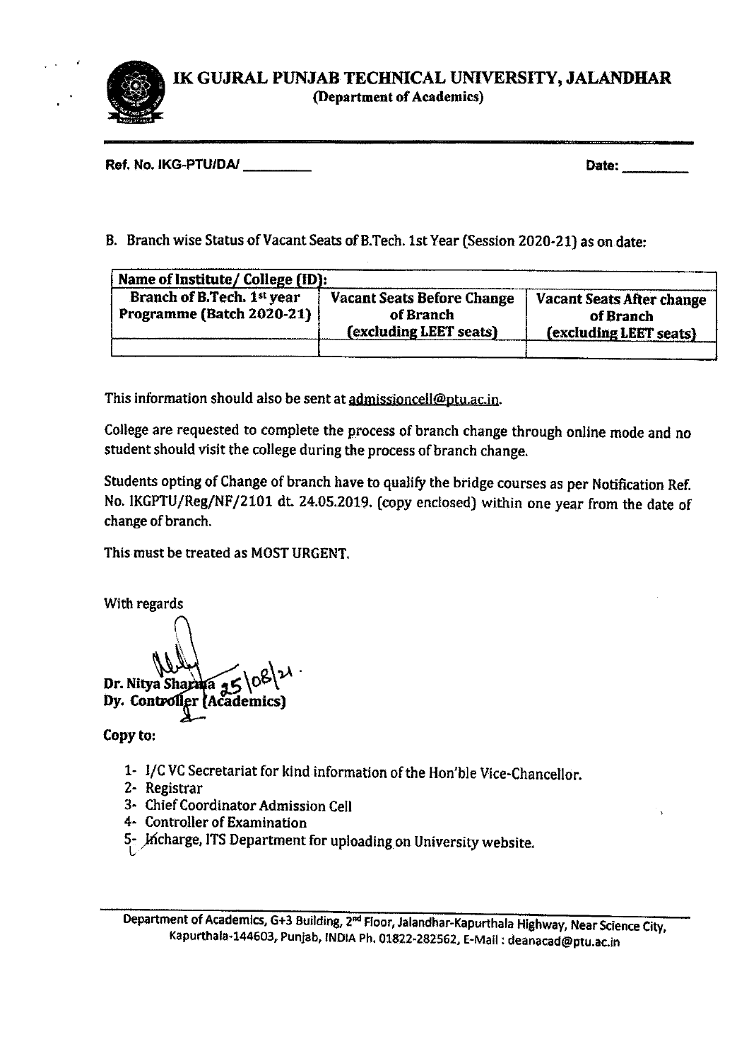# IK GUJRAL PUNJAB TECHNICAL UNIVERSITY, JALANDHAR

**(Department of Academics)**

**Ref. No. IKG-PTU/DA/ \_\_\_\_\_\_\_\_\_** **Date: \_\_\_\_\_\_\_\_\_**

B. Branch wise Status of Vacant Seats of B.Tech. 1st Year (Session 2020-21) as on date:

| **Name of Institute/ College (ID):** | | |
|---|---|---|
| **Branch of B.Tech. 1st year Programme (Batch 2020-21)** | **Vacant Seats Before Change of Branch (excluding LEET seats)** | **Vacant Seats After change of Branch (excluding LEET seats)** |
| | | |

This information should also be sent at admissioncell@ptu.ac.in.

College are requested to complete the process of branch change through online mode and no student should visit the college during the process of branch change.

Students opting of Change of branch have to qualify the bridge courses as per Notification Ref. No. IKGPTU/Reg/NF/2101 dt. 24.05.2019. (copy enclosed) within one year from the date of change of branch.

This must be treated as MOST URGENT.

With regards

25\08\21.

**Dr. Nitya Sharma**
**Dy. Controller (Academics)**

**Copy to:**

1- I/C VC Secretariat for kind information of the Hon'ble Vice-Chancellor.
2- Registrar
3- Chief Coordinator Admission Cell
4- Controller of Examination
5- Incharge, ITS Department for uploading on University website.

Department of Academics, G+3 Building, 2nd Floor, Jalandhar-Kapurthala Highway, Near Science City, Kapurthala-144603, Punjab, INDIA Ph. 01822-282562, E-Mail : deanacad@ptu.ac.in